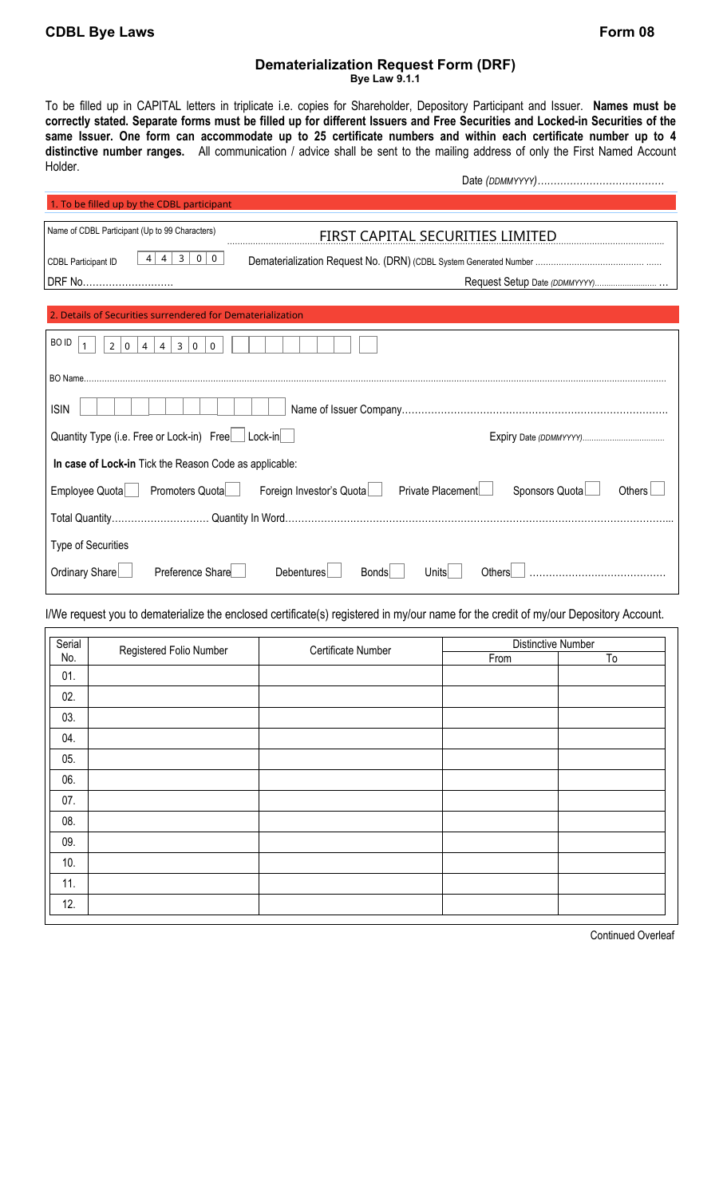**CDBL Bye Laws** **Form 08**

## Dematerialization Request Form (DRF)

**Bye Law 9.1.1**

To be filled up in CAPITAL letters in triplicate i.e. copies for Shareholder, Depository Participant and Issuer. **Names must be correctly stated. Separate forms must be filled up for different Issuers and Free Securities and Locked-in Securities of the same Issuer. One form can accommodate up to 25 certificate numbers and within each certificate number up to 4 distinctive number ranges.** All communication / advice shall be sent to the mailing address of only the First Named Account Holder.

Date *(DDMMYYYY)*......................................

### 1. To be filled up by the CDBL participant

Name of CDBL Participant (Up to 99 Characters) FIRST CAPITAL SECURITIES LIMITED

CDBL Participant ID | 4 | 4 | 3 | 0 | 0 | Dematerialization Request No. (DRN) (CDBL System Generated Number .......................................... ......

DRF No............................ Request Setup Date *(DDMMYYYY)*.......................... ...

### 2. Details of Securities surrendered for Dematerialization

BO ID | 1 | 2 | 0 | 4 | 4 | 3 | 0 | 0 | | | | | | | | | |

BO Name.........................................................................................................................................................................................

ISIN | | | | | | | | | | | | | Name of Issuer Company.................................................................................

Quantity Type (i.e. Free or Lock-in) Free ☐ Lock-in ☐ Expiry Date *(DDMMYYYY)*....................................

**In case of Lock-in** Tick the Reason Code as applicable:

Employee Quota ☐ Promoters Quota ☐ Foreign Investor's Quota ☐ Private Placement ☐ Sponsors Quota ☐ Others ☐

Total Quantity.............................. Quantity In Word......................................................................................................................

Type of Securities

Ordinary Share ☐ Preference Share ☐ Debentures ☐ Bonds ☐ Units ☐ Others ☐ ..........................................

I/We request you to dematerialize the enclosed certificate(s) registered in my/our name for the credit of my/our Depository Account.

| Serial No. | Registered Folio Number | Certificate Number | Distinctive Number | |
|---|---|---|---|---|
| | | | From | To |
| 01. | | | | |
| 02. | | | | |
| 03. | | | | |
| 04. | | | | |
| 05. | | | | |
| 06. | | | | |
| 07. | | | | |
| 08. | | | | |
| 09. | | | | |
| 10. | | | | |
| 11. | | | | |
| 12. | | | | |

Continued Overleaf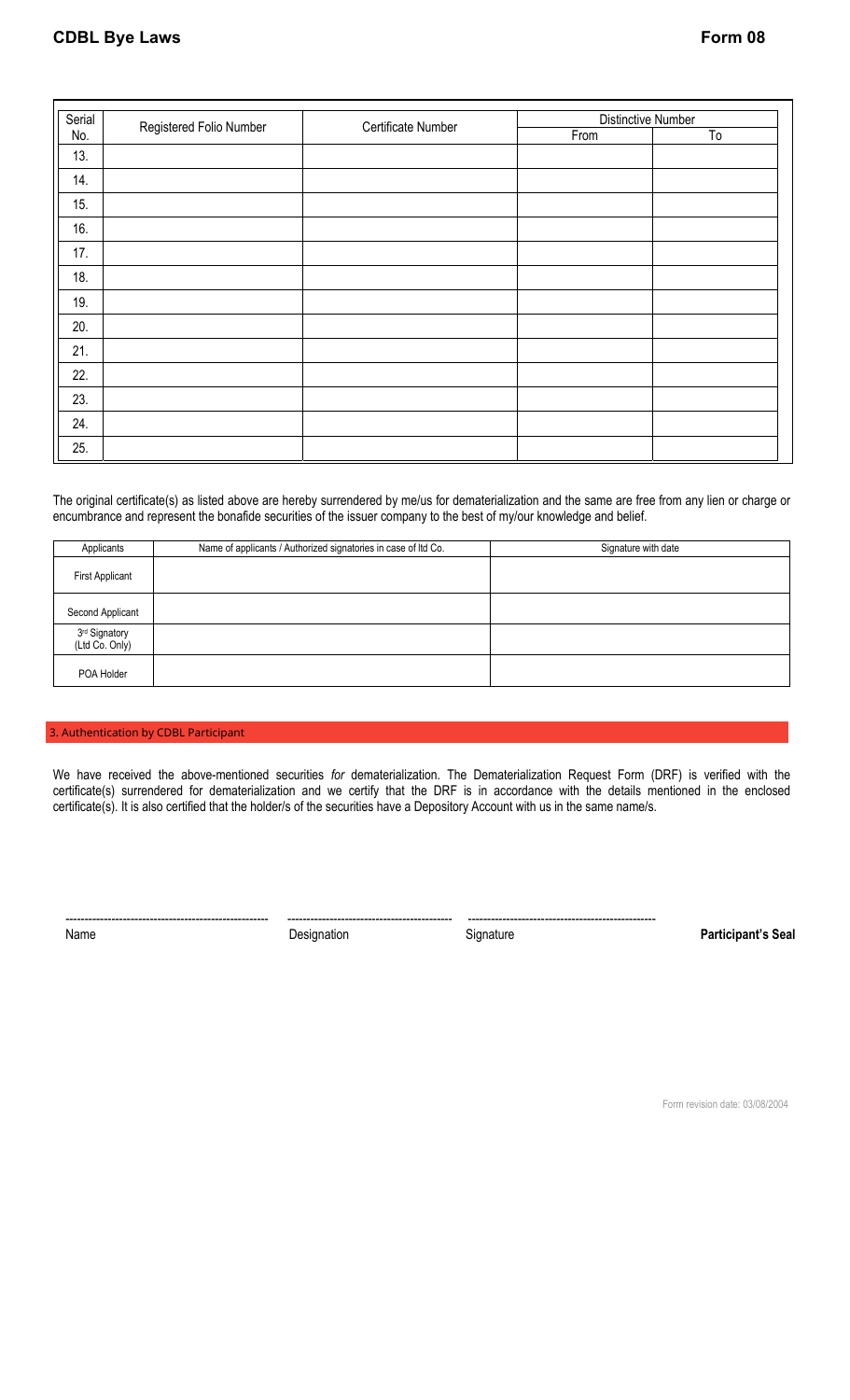| Serial No. | Registered Folio Number | Certificate Number | Distinctive Number | |
|---|---|---|---|---|
| | | | From | To |
| 13. | | | | |
| 14. | | | | |
| 15. | | | | |
| 16. | | | | |
| 17. | | | | |
| 18. | | | | |
| 19. | | | | |
| 20. | | | | |
| 21. | | | | |
| 22. | | | | |
| 23. | | | | |
| 24. | | | | |
| 25. | | | | |

The original certificate(s) as listed above are hereby surrendered by me/us for dematerialization and the same are free from any lien or charge or encumbrance and represent the bonafide securities of the issuer company to the best of my/our knowledge and belief.

| Applicants | Name of applicants / Authorized signatories in case of ltd Co. | Signature with date |
|---|---|---|
| First Applicant | | |
| Second Applicant | | |
| 3rd Signatory (Ltd Co. Only) | | |
| POA Holder | | |

## 3. Authentication by CDBL Participant

We have received the above-mentioned securities *for* dematerialization. The Dematerialization Request Form (DRF) is verified with the certificate(s) surrendered for dematerialization and we certify that the DRF is in accordance with the details mentioned in the enclosed certificate(s). It is also certified that the holder/s of the securities have a Depository Account with us in the same name/s.

---------------------------------------------------- ------------------------------------------- -------------------------------------------------

Name Designation Signature **Participant's Seal**

Form revision date: 03/08/2004